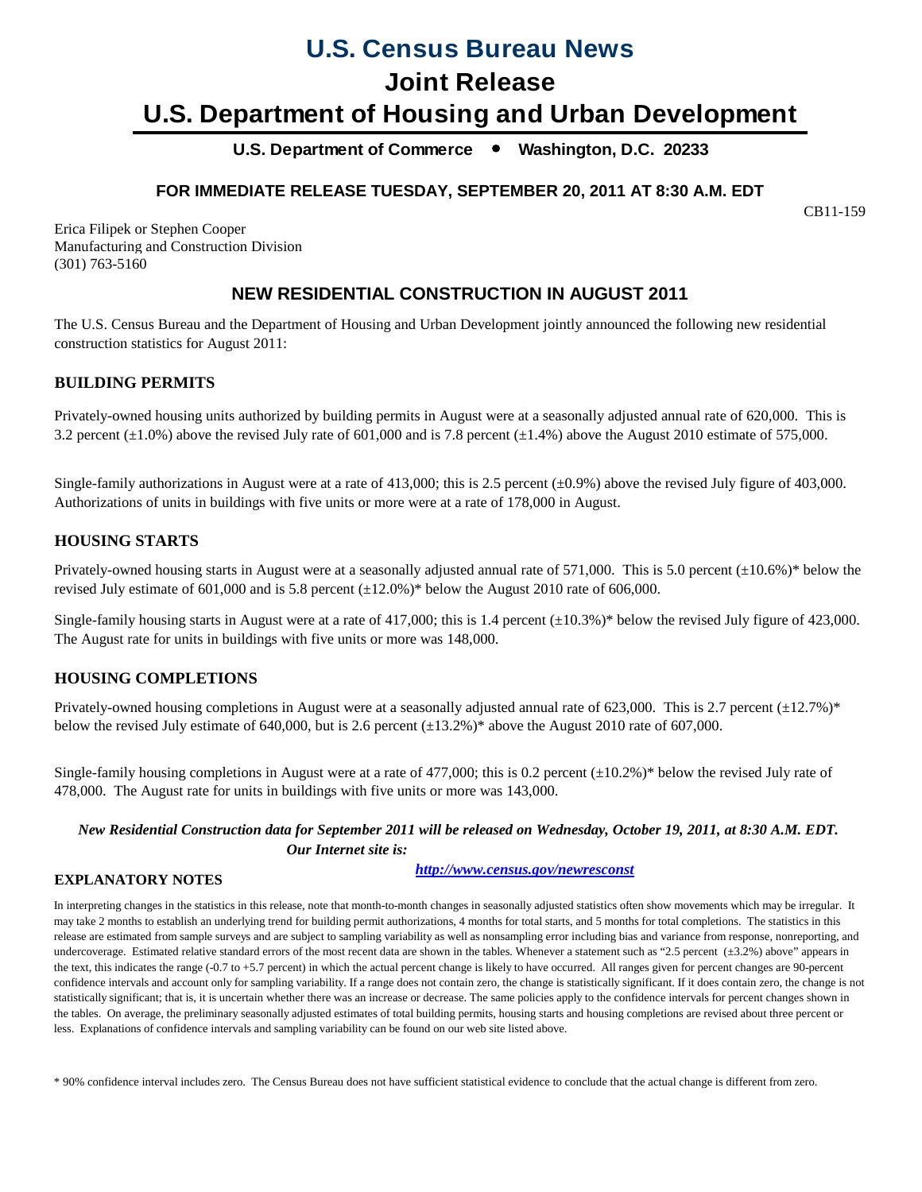# U.S. Census Bureau News

# Joint Release

# U.S. Department of Housing and Urban Development

**U.S. Department of Commerce • Washington, D.C. 20233**

**FOR IMMEDIATE RELEASE TUESDAY, SEPTEMBER 20, 2011 AT 8:30 A.M. EDT**

CB11-159

Erica Filipek or Stephen Cooper
Manufacturing and Construction Division
(301) 763-5160

## NEW RESIDENTIAL CONSTRUCTION IN AUGUST 2011

The U.S. Census Bureau and the Department of Housing and Urban Development jointly announced the following new residential construction statistics for August 2011:

### BUILDING PERMITS

Privately-owned housing units authorized by building permits in August were at a seasonally adjusted annual rate of 620,000. This is 3.2 percent (±1.0%) above the revised July rate of 601,000 and is 7.8 percent (±1.4%) above the August 2010 estimate of 575,000.

Single-family authorizations in August were at a rate of 413,000; this is 2.5 percent (±0.9%) above the revised July figure of 403,000. Authorizations of units in buildings with five units or more were at a rate of 178,000 in August.

### HOUSING STARTS

Privately-owned housing starts in August were at a seasonally adjusted annual rate of 571,000. This is 5.0 percent (±10.6%)* below the revised July estimate of 601,000 and is 5.8 percent (±12.0%)* below the August 2010 rate of 606,000.

Single-family housing starts in August were at a rate of 417,000; this is 1.4 percent (±10.3%)* below the revised July figure of 423,000. The August rate for units in buildings with five units or more was 148,000.

### HOUSING COMPLETIONS

Privately-owned housing completions in August were at a seasonally adjusted annual rate of 623,000. This is 2.7 percent (±12.7%)* below the revised July estimate of 640,000, but is 2.6 percent (±13.2%)* above the August 2010 rate of 607,000.

Single-family housing completions in August were at a rate of 477,000; this is 0.2 percent (±10.2%)* below the revised July rate of 478,000. The August rate for units in buildings with five units or more was 143,000.

***New Residential Construction data for September 2011 will be released on Wednesday, October 19, 2011, at 8:30 A.M. EDT. Our Internet site is:***

***http://www.census.gov/newresconst***

### EXPLANATORY NOTES

In interpreting changes in the statistics in this release, note that month-to-month changes in seasonally adjusted statistics often show movements which may be irregular. It may take 2 months to establish an underlying trend for building permit authorizations, 4 months for total starts, and 5 months for total completions. The statistics in this release are estimated from sample surveys and are subject to sampling variability as well as nonsampling error including bias and variance from response, nonreporting, and undercoverage. Estimated relative standard errors of the most recent data are shown in the tables. Whenever a statement such as "2.5 percent (±3.2%) above" appears in the text, this indicates the range (-0.7 to +5.7 percent) in which the actual percent change is likely to have occurred. All ranges given for percent changes are 90-percent confidence intervals and account only for sampling variability. If a range does not contain zero, the change is statistically significant. If it does contain zero, the change is not statistically significant; that is, it is uncertain whether there was an increase or decrease. The same policies apply to the confidence intervals for percent changes shown in the tables. On average, the preliminary seasonally adjusted estimates of total building permits, housing starts and housing completions are revised about three percent or less. Explanations of confidence intervals and sampling variability can be found on our web site listed above.

\* 90% confidence interval includes zero. The Census Bureau does not have sufficient statistical evidence to conclude that the actual change is different from zero.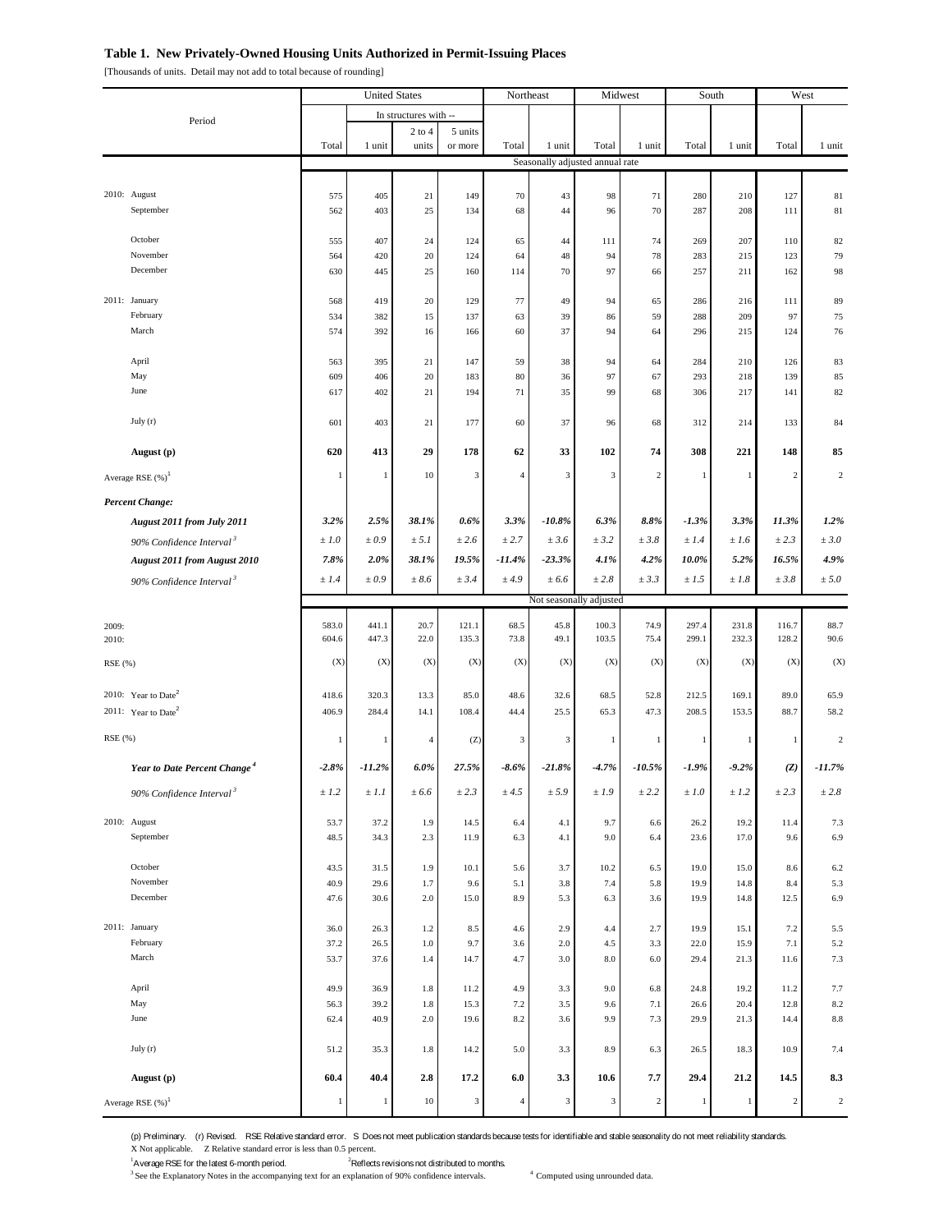**Table 1. New Privately-Owned Housing Units Authorized in Permit-Issuing Places**

[Thousands of units. Detail may not add to total because of rounding]

| Period | United States | | | | Northeast | | Midwest | | South | | West | |
|---|---|---|---|---|---|---|---|---|---|---|---|---|
| | | In structures with -- | | | | | | | | | | |
| | Total | 1 unit | 2 to 4 units | 5 units or more | Total | 1 unit | Total | 1 unit | Total | 1 unit | Total | 1 unit |
| | Seasonally adjusted annual rate | | | | | | | | | | | |
| 2010: August | 575 | 405 | 21 | 149 | 70 | 43 | 98 | 71 | 280 | 210 | 127 | 81 |
| September | 562 | 403 | 25 | 134 | 68 | 44 | 96 | 70 | 287 | 208 | 111 | 81 |
| October | 555 | 407 | 24 | 124 | 65 | 44 | 111 | 74 | 269 | 207 | 110 | 82 |
| November | 564 | 420 | 20 | 124 | 64 | 48 | 94 | 78 | 283 | 215 | 123 | 79 |
| December | 630 | 445 | 25 | 160 | 114 | 70 | 97 | 66 | 257 | 211 | 162 | 98 |
| 2011: January | 568 | 419 | 20 | 129 | 77 | 49 | 94 | 65 | 286 | 216 | 111 | 89 |
| February | 534 | 382 | 15 | 137 | 63 | 39 | 86 | 59 | 288 | 209 | 97 | 75 |
| March | 574 | 392 | 16 | 166 | 60 | 37 | 94 | 64 | 296 | 215 | 124 | 76 |
| April | 563 | 395 | 21 | 147 | 59 | 38 | 94 | 64 | 284 | 210 | 126 | 83 |
| May | 609 | 406 | 20 | 183 | 80 | 36 | 97 | 67 | 293 | 218 | 139 | 85 |
| June | 617 | 402 | 21 | 194 | 71 | 35 | 99 | 68 | 306 | 217 | 141 | 82 |
| July (r) | 601 | 403 | 21 | 177 | 60 | 37 | 96 | 68 | 312 | 214 | 133 | 84 |
| **August (p)** | **620** | **413** | **29** | **178** | **62** | **33** | **102** | **74** | **308** | **221** | **148** | **85** |
| Average RSE (%)[1] | 1 | 1 | 10 | 3 | 4 | 3 | 3 | 2 | 1 | 1 | 2 | 2 |
| ***Percent Change:*** | | | | | | | | | | | | |
| ***August 2011 from July 2011*** | ***3.2%*** | ***2.5%*** | ***38.1%*** | ***0.6%*** | ***3.3%*** | ***-10.8%*** | ***6.3%*** | ***8.8%*** | ***-1.3%*** | ***3.3%*** | ***11.3%*** | ***1.2%*** |
| *90% Confidence Interval*[3] | *± 1.0* | *± 0.9* | *± 5.1* | *± 2.6* | *± 2.7* | *± 3.6* | *± 3.2* | *± 3.8* | *± 1.4* | *± 1.6* | *± 2.3* | *± 3.0* |
| ***August 2011 from August 2010*** | ***7.8%*** | ***2.0%*** | ***38.1%*** | ***19.5%*** | ***-11.4%*** | ***-23.3%*** | ***4.1%*** | ***4.2%*** | ***10.0%*** | ***5.2%*** | ***16.5%*** | ***4.9%*** |
| *90% Confidence Interval*[3] | *± 1.4* | *± 0.9* | *± 8.6* | *± 3.4* | *± 4.9* | *± 6.6* | *± 2.8* | *± 3.3* | *± 1.5* | *± 1.8* | *± 3.8* | *± 5.0* |
| | Not seasonally adjusted | | | | | | | | | | | |
| 2009: | 583.0 | 441.1 | 20.7 | 121.1 | 68.5 | 45.8 | 100.3 | 74.9 | 297.4 | 231.8 | 116.7 | 88.7 |
| 2010: | 604.6 | 447.3 | 22.0 | 135.3 | 73.8 | 49.1 | 103.5 | 75.4 | 299.1 | 232.3 | 128.2 | 90.6 |
| RSE (%) | (X) | (X) | (X) | (X) | (X) | (X) | (X) | (X) | (X) | (X) | (X) | (X) |
| 2010: Year to Date[2] | 418.6 | 320.3 | 13.3 | 85.0 | 48.6 | 32.6 | 68.5 | 52.8 | 212.5 | 169.1 | 89.0 | 65.9 |
| 2011: Year to Date[2] | 406.9 | 284.4 | 14.1 | 108.4 | 44.4 | 25.5 | 65.3 | 47.3 | 208.5 | 153.5 | 88.7 | 58.2 |
| RSE (%) | 1 | 1 | 4 | (Z) | 3 | 3 | 1 | 1 | 1 | 1 | 1 | 2 |
| ***Year to Date Percent Change***[4] | ***-2.8%*** | ***-11.2%*** | ***6.0%*** | ***27.5%*** | ***-8.6%*** | ***-21.8%*** | ***-4.7%*** | ***-10.5%*** | ***-1.9%*** | ***-9.2%*** | ***(Z)*** | ***-11.7%*** |
| *90% Confidence Interval*[3] | *± 1.2* | *± 1.1* | *± 6.6* | *± 2.3* | *± 4.5* | *± 5.9* | *± 1.9* | *± 2.2* | *± 1.0* | *± 1.2* | *± 2.3* | *± 2.8* |
| 2010: August | 53.7 | 37.2 | 1.9 | 14.5 | 6.4 | 4.1 | 9.7 | 6.6 | 26.2 | 19.2 | 11.4 | 7.3 |
| September | 48.5 | 34.3 | 2.3 | 11.9 | 6.3 | 4.1 | 9.0 | 6.4 | 23.6 | 17.0 | 9.6 | 6.9 |
| October | 43.5 | 31.5 | 1.9 | 10.1 | 5.6 | 3.7 | 10.2 | 6.5 | 19.0 | 15.0 | 8.6 | 6.2 |
| November | 40.9 | 29.6 | 1.7 | 9.6 | 5.1 | 3.8 | 7.4 | 5.8 | 19.9 | 14.8 | 8.4 | 5.3 |
| December | 47.6 | 30.6 | 2.0 | 15.0 | 8.9 | 5.3 | 6.3 | 3.6 | 19.9 | 14.8 | 12.5 | 6.9 |
| 2011: January | 36.0 | 26.3 | 1.2 | 8.5 | 4.6 | 2.9 | 4.4 | 2.7 | 19.9 | 15.1 | 7.2 | 5.5 |
| February | 37.2 | 26.5 | 1.0 | 9.7 | 3.6 | 2.0 | 4.5 | 3.3 | 22.0 | 15.9 | 7.1 | 5.2 |
| March | 53.7 | 37.6 | 1.4 | 14.7 | 4.7 | 3.0 | 8.0 | 6.0 | 29.4 | 21.3 | 11.6 | 7.3 |
| April | 49.9 | 36.9 | 1.8 | 11.2 | 4.9 | 3.3 | 9.0 | 6.8 | 24.8 | 19.2 | 11.2 | 7.7 |
| May | 56.3 | 39.2 | 1.8 | 15.3 | 7.2 | 3.5 | 9.6 | 7.1 | 26.6 | 20.4 | 12.8 | 8.2 |
| June | 62.4 | 40.9 | 2.0 | 19.6 | 8.2 | 3.6 | 9.9 | 7.3 | 29.9 | 21.3 | 14.4 | 8.8 |
| July (r) | 51.2 | 35.3 | 1.8 | 14.2 | 5.0 | 3.3 | 8.9 | 6.3 | 26.5 | 18.3 | 10.9 | 7.4 |
| **August (p)** | **60.4** | **40.4** | **2.8** | **17.2** | **6.0** | **3.3** | **10.6** | **7.7** | **29.4** | **21.2** | **14.5** | **8.3** |
| Average RSE (%)[1] | 1 | 1 | 10 | 3 | 4 | 3 | 3 | 2 | 1 | 1 | 2 | 2 |

(p) Preliminary. (r) Revised. RSE Relative standard error. S Does not meet publication standards because tests for identifiable and stable seasonality do not meet reliability standards.
X Not applicable. Z Relative standard error is less than 0.5 percent.

[1] Average RSE for the latest 6-month period. [2] Reflects revisions not distributed to months.

[3] See the Explanatory Notes in the accompanying text for an explanation of 90% confidence intervals. [4] Computed using unrounded data.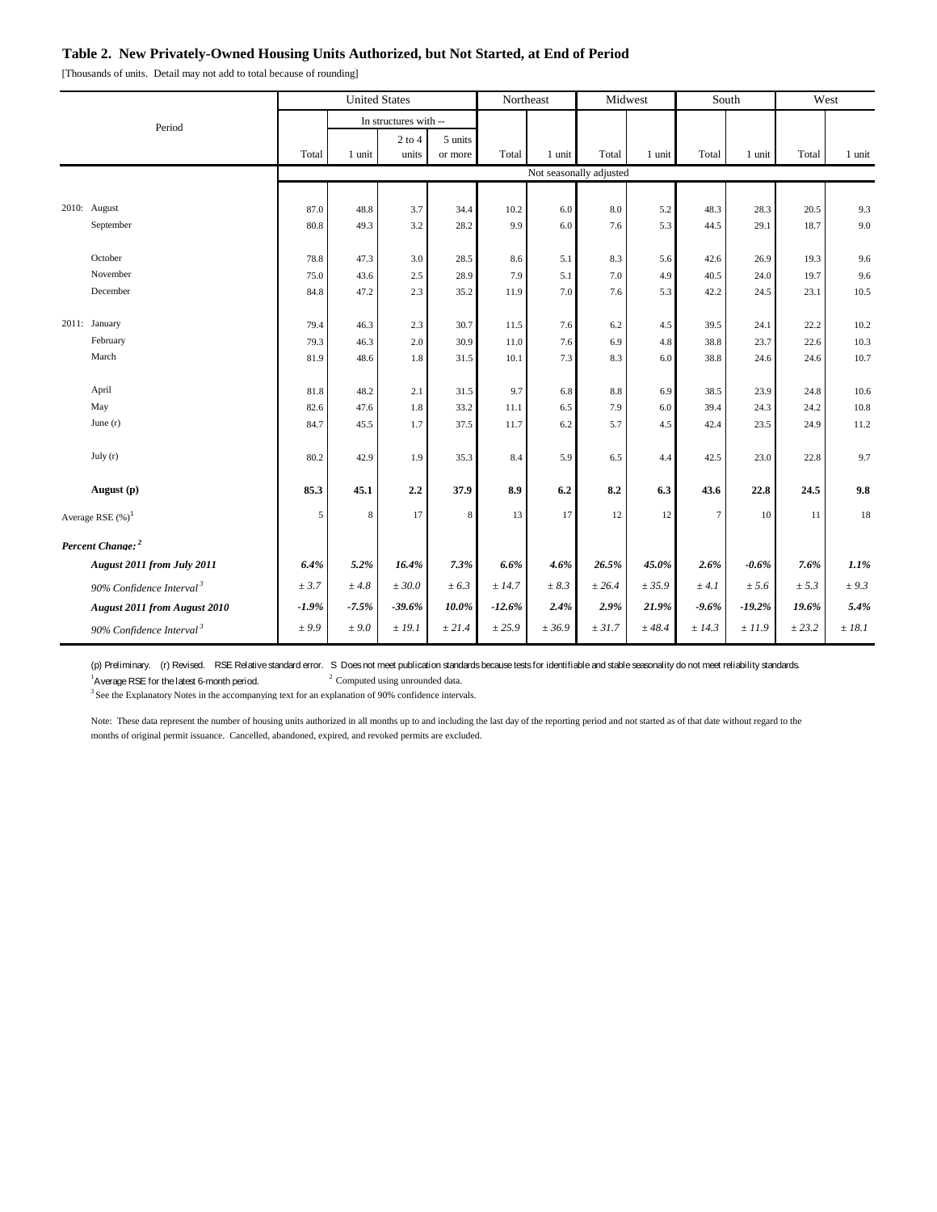## Table 2. New Privately-Owned Housing Units Authorized, but Not Started, at End of Period

[Thousands of units. Detail may not add to total because of rounding]

| Period | United States | | | | Northeast | | Midwest | | South | | West | |
|---|---|---|---|---|---|---|---|---|---|---|---|---|
| | Total | In structures with -- 1 unit | 2 to 4 units | 5 units or more | Total | 1 unit | Total | 1 unit | Total | 1 unit | Total | 1 unit |
| | Not seasonally adjusted | | | | | | | | | | | |
| 2010: August | 87.0 | 48.8 | 3.7 | 34.4 | 10.2 | 6.0 | 8.0 | 5.2 | 48.3 | 28.3 | 20.5 | 9.3 |
| September | 80.8 | 49.3 | 3.2 | 28.2 | 9.9 | 6.0 | 7.6 | 5.3 | 44.5 | 29.1 | 18.7 | 9.0 |
| October | 78.8 | 47.3 | 3.0 | 28.5 | 8.6 | 5.1 | 8.3 | 5.6 | 42.6 | 26.9 | 19.3 | 9.6 |
| November | 75.0 | 43.6 | 2.5 | 28.9 | 7.9 | 5.1 | 7.0 | 4.9 | 40.5 | 24.0 | 19.7 | 9.6 |
| December | 84.8 | 47.2 | 2.3 | 35.2 | 11.9 | 7.0 | 7.6 | 5.3 | 42.2 | 24.5 | 23.1 | 10.5 |
| 2011: January | 79.4 | 46.3 | 2.3 | 30.7 | 11.5 | 7.6 | 6.2 | 4.5 | 39.5 | 24.1 | 22.2 | 10.2 |
| February | 79.3 | 46.3 | 2.0 | 30.9 | 11.0 | 7.6 | 6.9 | 4.8 | 38.8 | 23.7 | 22.6 | 10.3 |
| March | 81.9 | 48.6 | 1.8 | 31.5 | 10.1 | 7.3 | 8.3 | 6.0 | 38.8 | 24.6 | 24.6 | 10.7 |
| April | 81.8 | 48.2 | 2.1 | 31.5 | 9.7 | 6.8 | 8.8 | 6.9 | 38.5 | 23.9 | 24.8 | 10.6 |
| May | 82.6 | 47.6 | 1.8 | 33.2 | 11.1 | 6.5 | 7.9 | 6.0 | 39.4 | 24.3 | 24.2 | 10.8 |
| June (r) | 84.7 | 45.5 | 1.7 | 37.5 | 11.7 | 6.2 | 5.7 | 4.5 | 42.4 | 23.5 | 24.9 | 11.2 |
| July (r) | 80.2 | 42.9 | 1.9 | 35.3 | 8.4 | 5.9 | 6.5 | 4.4 | 42.5 | 23.0 | 22.8 | 9.7 |
| **August (p)** | **85.3** | **45.1** | **2.2** | **37.9** | **8.9** | **6.2** | **8.2** | **6.3** | **43.6** | **22.8** | **24.5** | **9.8** |
| Average RSE (%)[1] | 5 | 8 | 17 | 8 | 13 | 17 | 12 | 12 | 7 | 10 | 11 | 18 |
| ***Percent Change:***[2] | | | | | | | | | | | | |
| ***August 2011 from July 2011*** | ***6.4%*** | ***5.2%*** | ***16.4%*** | ***7.3%*** | ***6.6%*** | ***4.6%*** | ***26.5%*** | ***45.0%*** | ***2.6%*** | ***-0.6%*** | ***7.6%*** | ***1.1%*** |
| *90% Confidence Interval*[3] | *± 3.7* | *± 4.8* | *± 30.0* | *± 6.3* | *± 14.7* | *± 8.3* | *± 26.4* | *± 35.9* | *± 4.1* | *± 5.6* | *± 5.3* | *± 9.3* |
| ***August 2011 from August 2010*** | ***-1.9%*** | ***-7.5%*** | ***-39.6%*** | ***10.0%*** | ***-12.6%*** | ***2.4%*** | ***2.9%*** | ***21.9%*** | ***-9.6%*** | ***-19.2%*** | ***19.6%*** | ***5.4%*** |
| *90% Confidence Interval*[3] | *± 9.9* | *± 9.0* | *± 19.1* | *± 21.4* | *± 25.9* | *± 36.9* | *± 31.7* | *± 48.4* | *± 14.3* | *± 11.9* | *± 23.2* | *± 18.1* |

(p) Preliminary. (r) Revised. RSE Relative standard error. S Does not meet publication standards because tests for identifiable and stable seasonality do not meet reliability standards.

[1] Average RSE for the latest 6-month period. [2] Computed using unrounded data.

[3] See the Explanatory Notes in the accompanying text for an explanation of 90% confidence intervals.

Note: These data represent the number of housing units authorized in all months up to and including the last day of the reporting period and not started as of that date without regard to the months of original permit issuance. Cancelled, abandoned, expired, and revoked permits are excluded.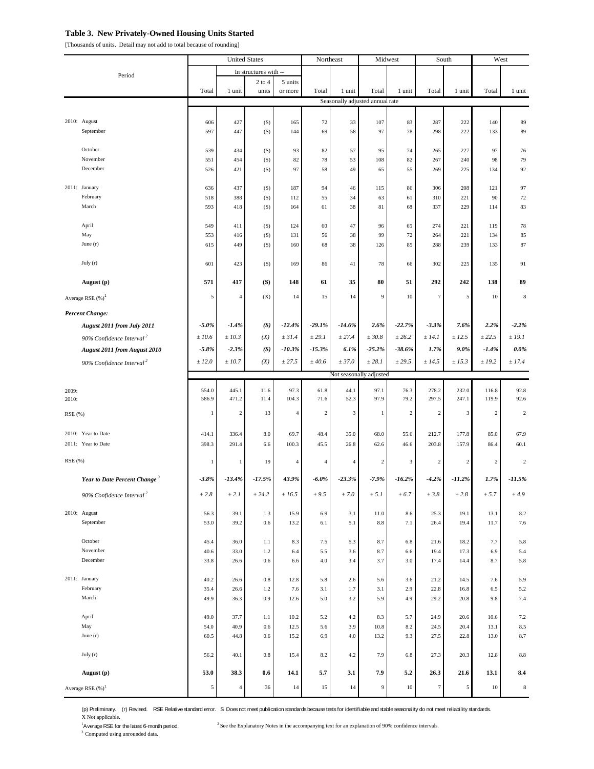# Table 3. New Privately-Owned Housing Units Started

[Thousands of units. Detail may not add to total because of rounding]

| Period | United States | | | | Northeast | | Midwest | | South | | West | |
|---|---|---|---|---|---|---|---|---|---|---|---|---|
| | | In structures with -- | | | | | | | | | | |
| | Total | 1 unit | 2 to 4 units | 5 units or more | Total | 1 unit | Total | 1 unit | Total | 1 unit | Total | 1 unit |
| | Seasonally adjusted annual rate | | | | | | | | | | | |
| 2010: August | 606 | 427 | (S) | 165 | 72 | 33 | 107 | 83 | 287 | 222 | 140 | 89 |
| September | 597 | 447 | (S) | 144 | 69 | 58 | 97 | 78 | 298 | 222 | 133 | 89 |
| October | 539 | 434 | (S) | 93 | 82 | 57 | 95 | 74 | 265 | 227 | 97 | 76 |
| November | 551 | 454 | (S) | 82 | 78 | 53 | 108 | 82 | 267 | 240 | 98 | 79 |
| December | 526 | 421 | (S) | 97 | 58 | 49 | 65 | 55 | 269 | 225 | 134 | 92 |
| 2011: January | 636 | 437 | (S) | 187 | 94 | 46 | 115 | 86 | 306 | 208 | 121 | 97 |
| February | 518 | 388 | (S) | 112 | 55 | 34 | 63 | 61 | 310 | 221 | 90 | 72 |
| March | 593 | 418 | (S) | 164 | 61 | 38 | 81 | 68 | 337 | 229 | 114 | 83 |
| April | 549 | 411 | (S) | 124 | 60 | 47 | 96 | 65 | 274 | 221 | 119 | 78 |
| May | 553 | 416 | (S) | 131 | 56 | 38 | 99 | 72 | 264 | 221 | 134 | 85 |
| June (r) | 615 | 449 | (S) | 160 | 68 | 38 | 126 | 85 | 288 | 239 | 133 | 87 |
| July (r) | 601 | 423 | (S) | 169 | 86 | 41 | 78 | 66 | 302 | 225 | 135 | 91 |
| **August (p)** | **571** | **417** | **(S)** | **148** | **61** | **35** | **80** | **51** | **292** | **242** | **138** | **89** |
| Average RSE (%)[1] | 5 | 4 | (X) | 14 | 15 | 14 | 9 | 10 | 7 | 5 | 10 | 8 |
| ***Percent Change:*** | | | | | | | | | | | | |
| ***August 2011 from July 2011*** | ***-5.0%*** | ***-1.4%*** | ***(S)*** | ***-12.4%*** | ***-29.1%*** | ***-14.6%*** | ***2.6%*** | ***-22.7%*** | ***-3.3%*** | ***7.6%*** | ***2.2%*** | ***-2.2%*** |
| *90% Confidence Interval*[2] | *± 10.6* | *± 10.3* | *(X)* | *± 31.4* | *± 29.1* | *± 27.4* | *± 30.8* | *± 26.2* | *± 14.1* | *± 12.5* | *± 22.5* | *± 19.1* |
| ***August 2011 from August 2010*** | ***-5.8%*** | ***-2.3%*** | ***(S)*** | ***-10.3%*** | ***-15.3%*** | ***6.1%*** | ***-25.2%*** | ***-38.6%*** | ***1.7%*** | ***9.0%*** | ***-1.4%*** | ***0.0%*** |
| *90% Confidence Interval*[2] | *± 12.0* | *± 10.7* | *(X)* | *± 27.5* | *± 40.6* | *± 37.0* | *± 28.1* | *± 29.5* | *± 14.5* | *± 15.3* | *± 19.2* | *± 17.4* |
| | Not seasonally adjusted | | | | | | | | | | | |
| 2009: | 554.0 | 445.1 | 11.6 | 97.3 | 61.8 | 44.1 | 97.1 | 76.3 | 278.2 | 232.0 | 116.8 | 92.8 |
| 2010: | 586.9 | 471.2 | 11.4 | 104.3 | 71.6 | 52.3 | 97.9 | 79.2 | 297.5 | 247.1 | 119.9 | 92.6 |
| RSE (%) | 1 | 2 | 13 | 4 | 2 | 3 | 1 | 2 | 2 | 3 | 2 | 2 |
| 2010: Year to Date | 414.1 | 336.4 | 8.0 | 69.7 | 48.4 | 35.0 | 68.0 | 55.6 | 212.7 | 177.8 | 85.0 | 67.9 |
| 2011: Year to Date | 398.3 | 291.4 | 6.6 | 100.3 | 45.5 | 26.8 | 62.6 | 46.6 | 203.8 | 157.9 | 86.4 | 60.1 |
| RSE (%) | 1 | 1 | 19 | 4 | 4 | 4 | 2 | 3 | 2 | 2 | 2 | 2 |
| ***Year to Date Percent Change***[3] | ***-3.8%*** | ***-13.4%*** | ***-17.5%*** | ***43.9%*** | ***-6.0%*** | ***-23.3%*** | ***-7.9%*** | ***-16.2%*** | ***-4.2%*** | ***-11.2%*** | ***1.7%*** | ***-11.5%*** |
| *90% Confidence Interval*[2] | *± 2.8* | *± 2.1* | *± 24.2* | *± 16.5* | *± 9.5* | *± 7.0* | *± 5.1* | *± 6.7* | *± 3.8* | *± 2.8* | *± 5.7* | *± 4.9* |
| 2010: August | 56.3 | 39.1 | 1.3 | 15.9 | 6.9 | 3.1 | 11.0 | 8.6 | 25.3 | 19.1 | 13.1 | 8.2 |
| September | 53.0 | 39.2 | 0.6 | 13.2 | 6.1 | 5.1 | 8.8 | 7.1 | 26.4 | 19.4 | 11.7 | 7.6 |
| October | 45.4 | 36.0 | 1.1 | 8.3 | 7.5 | 5.3 | 8.7 | 6.8 | 21.6 | 18.2 | 7.7 | 5.8 |
| November | 40.6 | 33.0 | 1.2 | 6.4 | 5.5 | 3.6 | 8.7 | 6.6 | 19.4 | 17.3 | 6.9 | 5.4 |
| December | 33.8 | 26.6 | 0.6 | 6.6 | 4.0 | 3.4 | 3.7 | 3.0 | 17.4 | 14.4 | 8.7 | 5.8 |
| 2011: January | 40.2 | 26.6 | 0.8 | 12.8 | 5.8 | 2.6 | 5.6 | 3.6 | 21.2 | 14.5 | 7.6 | 5.9 |
| February | 35.4 | 26.6 | 1.2 | 7.6 | 3.1 | 1.7 | 3.1 | 2.9 | 22.8 | 16.8 | 6.5 | 5.2 |
| March | 49.9 | 36.3 | 0.9 | 12.6 | 5.0 | 3.2 | 5.9 | 4.9 | 29.2 | 20.8 | 9.8 | 7.4 |
| April | 49.0 | 37.7 | 1.1 | 10.2 | 5.2 | 4.2 | 8.3 | 5.7 | 24.9 | 20.6 | 10.6 | 7.2 |
| May | 54.0 | 40.9 | 0.6 | 12.5 | 5.6 | 3.9 | 10.8 | 8.2 | 24.5 | 20.4 | 13.1 | 8.5 |
| June (r) | 60.5 | 44.8 | 0.6 | 15.2 | 6.9 | 4.0 | 13.2 | 9.3 | 27.5 | 22.8 | 13.0 | 8.7 |
| July (r) | 56.2 | 40.1 | 0.8 | 15.4 | 8.2 | 4.2 | 7.9 | 6.8 | 27.3 | 20.3 | 12.8 | 8.8 |
| **August (p)** | **53.0** | **38.3** | **0.6** | **14.1** | **5.7** | **3.1** | **7.9** | **5.2** | **26.3** | **21.6** | **13.1** | **8.4** |
| Average RSE (%)[1] | 5 | 4 | 36 | 14 | 15 | 14 | 9 | 10 | 7 | 5 | 10 | 8 |

(p) Preliminary. (r) Revised. RSE Relative standard error. S Does not meet publication standards because tests for identifiable and stable seasonality do not meet reliability standards.
X Not applicable.

[1] Average RSE for the latest 6-month period.

[2] See the Explanatory Notes in the accompanying text for an explanation of 90% confidence intervals.

[3] Computed using unrounded data.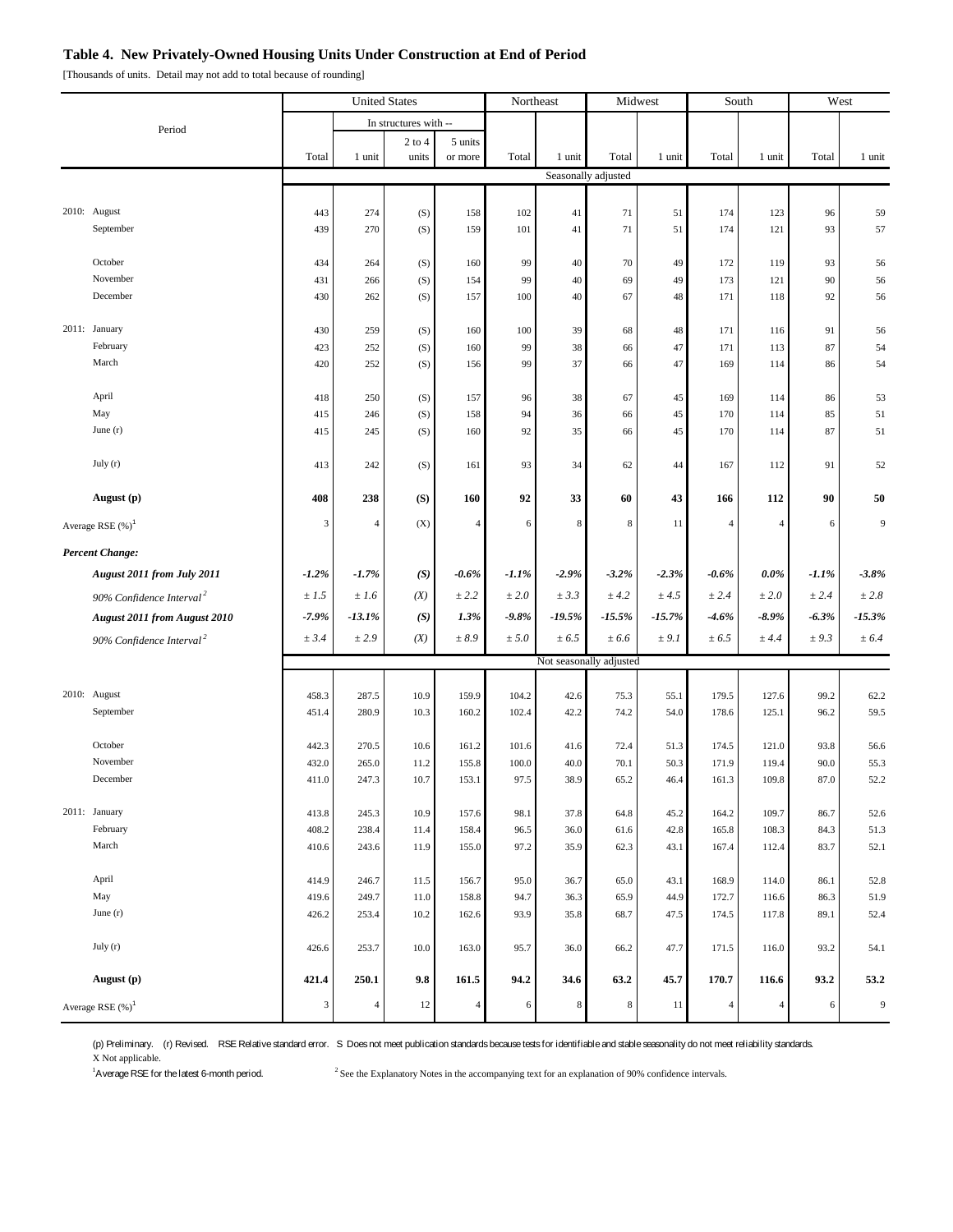## Table 4. New Privately-Owned Housing Units Under Construction at End of Period

[Thousands of units. Detail may not add to total because of rounding]

| Period | United States | | | | Northeast | | Midwest | | South | | West | |
|---|---|---|---|---|---|---|---|---|---|---|---|---|
| | | In structures with -- | | | | | | | | | | |
| | Total | 1 unit | 2 to 4 units | 5 units or more | Total | 1 unit | Total | 1 unit | Total | 1 unit | Total | 1 unit |
| | Seasonally adjusted | | | | | | | | | | | |
| 2010: August | 443 | 274 | (S) | 158 | 102 | 41 | 71 | 51 | 174 | 123 | 96 | 59 |
| September | 439 | 270 | (S) | 159 | 101 | 41 | 71 | 51 | 174 | 121 | 93 | 57 |
| October | 434 | 264 | (S) | 160 | 99 | 40 | 70 | 49 | 172 | 119 | 93 | 56 |
| November | 431 | 266 | (S) | 154 | 99 | 40 | 69 | 49 | 173 | 121 | 90 | 56 |
| December | 430 | 262 | (S) | 157 | 100 | 40 | 67 | 48 | 171 | 118 | 92 | 56 |
| 2011: January | 430 | 259 | (S) | 160 | 100 | 39 | 68 | 48 | 171 | 116 | 91 | 56 |
| February | 423 | 252 | (S) | 160 | 99 | 38 | 66 | 47 | 171 | 113 | 87 | 54 |
| March | 420 | 252 | (S) | 156 | 99 | 37 | 66 | 47 | 169 | 114 | 86 | 54 |
| April | 418 | 250 | (S) | 157 | 96 | 38 | 67 | 45 | 169 | 114 | 86 | 53 |
| May | 415 | 246 | (S) | 158 | 94 | 36 | 66 | 45 | 170 | 114 | 85 | 51 |
| June (r) | 415 | 245 | (S) | 160 | 92 | 35 | 66 | 45 | 170 | 114 | 87 | 51 |
| July (r) | 413 | 242 | (S) | 161 | 93 | 34 | 62 | 44 | 167 | 112 | 91 | 52 |
| **August (p)** | **408** | **238** | **(S)** | **160** | **92** | **33** | **60** | **43** | **166** | **112** | **90** | **50** |
| Average RSE (%)[1] | 3 | 4 | (X) | 4 | 6 | 8 | 8 | 11 | 4 | 4 | 6 | 9 |
| ***Percent Change:*** | | | | | | | | | | | | |
| ***August 2011 from July 2011*** | ***-1.2%*** | ***-1.7%*** | ***(S)*** | ***-0.6%*** | ***-1.1%*** | ***-2.9%*** | ***-3.2%*** | ***-2.3%*** | ***-0.6%*** | ***0.0%*** | ***-1.1%*** | ***-3.8%*** |
| *90% Confidence Interval[2]* | *± 1.5* | *± 1.6* | *(X)* | *± 2.2* | *± 2.0* | *± 3.3* | *± 4.2* | *± 4.5* | *± 2.4* | *± 2.0* | *± 2.4* | *± 2.8* |
| ***August 2011 from August 2010*** | ***-7.9%*** | ***-13.1%*** | ***(S)*** | ***1.3%*** | ***-9.8%*** | ***-19.5%*** | ***-15.5%*** | ***-15.7%*** | ***-4.6%*** | ***-8.9%*** | ***-6.3%*** | ***-15.3%*** |
| *90% Confidence Interval[2]* | *± 3.4* | *± 2.9* | *(X)* | *± 8.9* | *± 5.0* | *± 6.5* | *± 6.6* | *± 9.1* | *± 6.5* | *± 4.4* | *± 9.3* | *± 6.4* |
| | Not seasonally adjusted | | | | | | | | | | | |
| 2010: August | 458.3 | 287.5 | 10.9 | 159.9 | 104.2 | 42.6 | 75.3 | 55.1 | 179.5 | 127.6 | 99.2 | 62.2 |
| September | 451.4 | 280.9 | 10.3 | 160.2 | 102.4 | 42.2 | 74.2 | 54.0 | 178.6 | 125.1 | 96.2 | 59.5 |
| October | 442.3 | 270.5 | 10.6 | 161.2 | 101.6 | 41.6 | 72.4 | 51.3 | 174.5 | 121.0 | 93.8 | 56.6 |
| November | 432.0 | 265.0 | 11.2 | 155.8 | 100.0 | 40.0 | 70.1 | 50.3 | 171.9 | 119.4 | 90.0 | 55.3 |
| December | 411.0 | 247.3 | 10.7 | 153.1 | 97.5 | 38.9 | 65.2 | 46.4 | 161.3 | 109.8 | 87.0 | 52.2 |
| 2011: January | 413.8 | 245.3 | 10.9 | 157.6 | 98.1 | 37.8 | 64.8 | 45.2 | 164.2 | 109.7 | 86.7 | 52.6 |
| February | 408.2 | 238.4 | 11.4 | 158.4 | 96.5 | 36.0 | 61.6 | 42.8 | 165.8 | 108.3 | 84.3 | 51.3 |
| March | 410.6 | 243.6 | 11.9 | 155.0 | 97.2 | 35.9 | 62.3 | 43.1 | 167.4 | 112.4 | 83.7 | 52.1 |
| April | 414.9 | 246.7 | 11.5 | 156.7 | 95.0 | 36.7 | 65.0 | 43.1 | 168.9 | 114.0 | 86.1 | 52.8 |
| May | 419.6 | 249.7 | 11.0 | 158.8 | 94.7 | 36.3 | 65.9 | 44.9 | 172.7 | 116.6 | 86.3 | 51.9 |
| June (r) | 426.2 | 253.4 | 10.2 | 162.6 | 93.9 | 35.8 | 68.7 | 47.5 | 174.5 | 117.8 | 89.1 | 52.4 |
| July (r) | 426.6 | 253.7 | 10.0 | 163.0 | 95.7 | 36.0 | 66.2 | 47.7 | 171.5 | 116.0 | 93.2 | 54.1 |
| **August (p)** | **421.4** | **250.1** | **9.8** | **161.5** | **94.2** | **34.6** | **63.2** | **45.7** | **170.7** | **116.6** | **93.2** | **53.2** |
| Average RSE (%)[1] | 3 | 4 | 12 | 4 | 6 | 8 | 8 | 11 | 4 | 4 | 6 | 9 |

(p) Preliminary. (r) Revised. RSE Relative standard error. S Does not meet publication standards because tests for identifiable and stable seasonality do not meet reliability standards.
X Not applicable.

[1]Average RSE for the latest 6-month period.

[2] See the Explanatory Notes in the accompanying text for an explanation of 90% confidence intervals.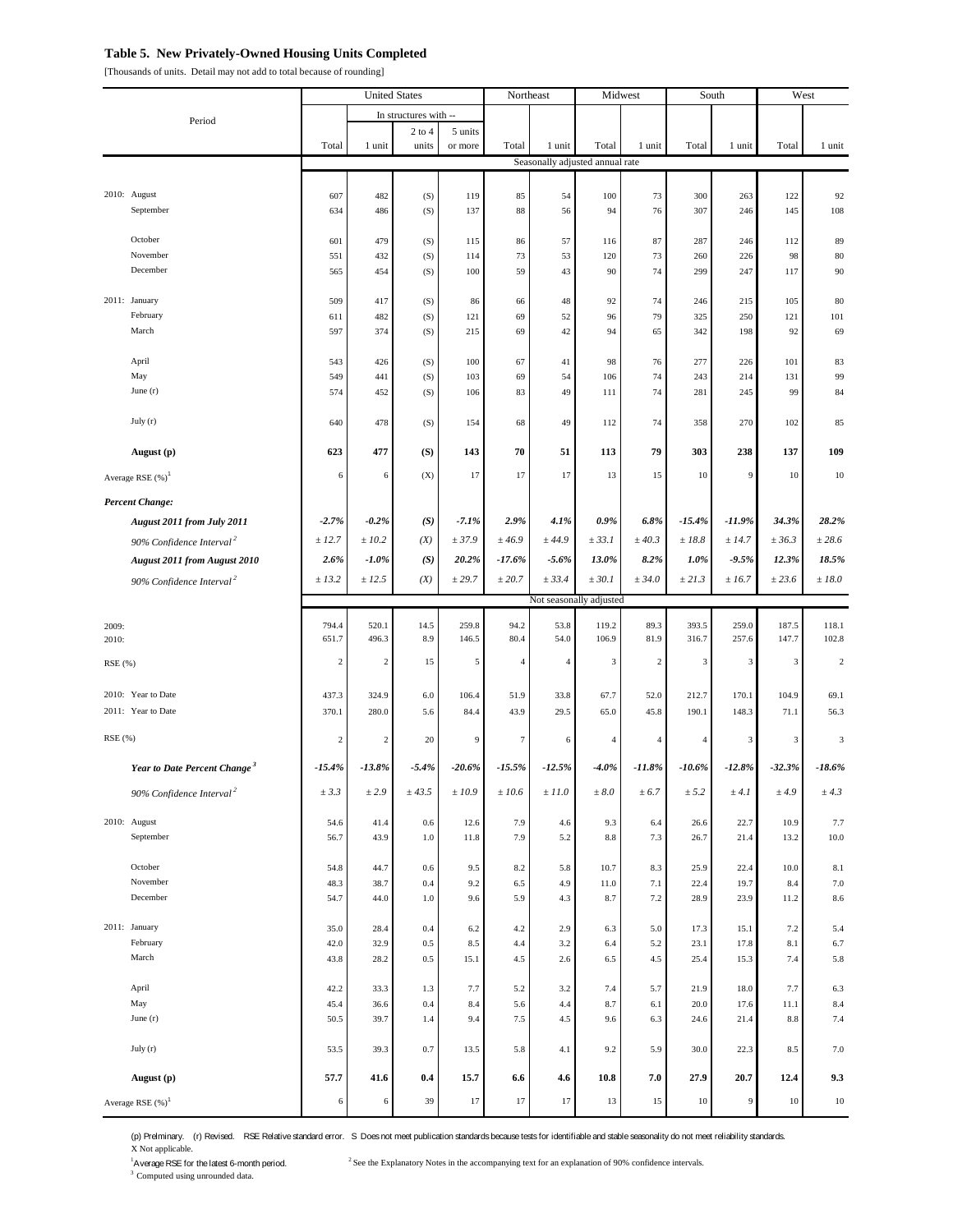### Table 5. New Privately-Owned Housing Units Completed

[Thousands of units. Detail may not add to total because of rounding]

| Period | United States | | | | Northeast | | Midwest | | South | | West | |
|---|---|---|---|---|---|---|---|---|---|---|---|---|
| | | In structures with -- | | | | | | | | | | |
| | Total | 1 unit | 2 to 4 units | 5 units or more | Total | 1 unit | Total | 1 unit | Total | 1 unit | Total | 1 unit |
| | Seasonally adjusted annual rate | | | | | | | | | | | |
| 2010: August | 607 | 482 | (S) | 119 | 85 | 54 | 100 | 73 | 300 | 263 | 122 | 92 |
| September | 634 | 486 | (S) | 137 | 88 | 56 | 94 | 76 | 307 | 246 | 145 | 108 |
| October | 601 | 479 | (S) | 115 | 86 | 57 | 116 | 87 | 287 | 246 | 112 | 89 |
| November | 551 | 432 | (S) | 114 | 73 | 53 | 120 | 73 | 260 | 226 | 98 | 80 |
| December | 565 | 454 | (S) | 100 | 59 | 43 | 90 | 74 | 299 | 247 | 117 | 90 |
| 2011: January | 509 | 417 | (S) | 86 | 66 | 48 | 92 | 74 | 246 | 215 | 105 | 80 |
| February | 611 | 482 | (S) | 121 | 69 | 52 | 96 | 79 | 325 | 250 | 121 | 101 |
| March | 597 | 374 | (S) | 215 | 69 | 42 | 94 | 65 | 342 | 198 | 92 | 69 |
| April | 543 | 426 | (S) | 100 | 67 | 41 | 98 | 76 | 277 | 226 | 101 | 83 |
| May | 549 | 441 | (S) | 103 | 69 | 54 | 106 | 74 | 243 | 214 | 131 | 99 |
| June (r) | 574 | 452 | (S) | 106 | 83 | 49 | 111 | 74 | 281 | 245 | 99 | 84 |
| July (r) | 640 | 478 | (S) | 154 | 68 | 49 | 112 | 74 | 358 | 270 | 102 | 85 |
| **August (p)** | **623** | **477** | **(S)** | **143** | **70** | **51** | **113** | **79** | **303** | **238** | **137** | **109** |
| Average RSE (%)[1] | 6 | 6 | (X) | 17 | 17 | 17 | 13 | 15 | 10 | 9 | 10 | 10 |
| ***Percent Change:*** | | | | | | | | | | | | |
| ***August 2011 from July 2011*** | ***-2.7%*** | ***-0.2%*** | ***(S)*** | ***-7.1%*** | ***2.9%*** | ***4.1%*** | ***0.9%*** | ***6.8%*** | ***-15.4%*** | ***-11.9%*** | ***34.3%*** | ***28.2%*** |
| *90% Confidence Interval[2]* | *± 12.7* | *± 10.2* | *(X)* | *± 37.9* | *± 46.9* | *± 44.9* | *± 33.1* | *± 40.3* | *± 18.8* | *± 14.7* | *± 36.3* | *± 28.6* |
| ***August 2011 from August 2010*** | ***2.6%*** | ***-1.0%*** | ***(S)*** | ***20.2%*** | ***-17.6%*** | ***-5.6%*** | ***13.0%*** | ***8.2%*** | ***1.0%*** | ***-9.5%*** | ***12.3%*** | ***18.5%*** |
| *90% Confidence Interval[2]* | *± 13.2* | *± 12.5* | *(X)* | *± 29.7* | *± 20.7* | *± 33.4* | *± 30.1* | *± 34.0* | *± 21.3* | *± 16.7* | *± 23.6* | *± 18.0* |
| | Not seasonally adjusted | | | | | | | | | | | |
| 2009: | 794.4 | 520.1 | 14.5 | 259.8 | 94.2 | 53.8 | 119.2 | 89.3 | 393.5 | 259.0 | 187.5 | 118.1 |
| 2010: | 651.7 | 496.3 | 8.9 | 146.5 | 80.4 | 54.0 | 106.9 | 81.9 | 316.7 | 257.6 | 147.7 | 102.8 |
| RSE (%) | 2 | 2 | 15 | 5 | 4 | 4 | 3 | 2 | 3 | 3 | 3 | 2 |
| 2010: Year to Date | 437.3 | 324.9 | 6.0 | 106.4 | 51.9 | 33.8 | 67.7 | 52.0 | 212.7 | 170.1 | 104.9 | 69.1 |
| 2011: Year to Date | 370.1 | 280.0 | 5.6 | 84.4 | 43.9 | 29.5 | 65.0 | 45.8 | 190.1 | 148.3 | 71.1 | 56.3 |
| RSE (%) | 2 | 2 | 20 | 9 | 7 | 6 | 4 | 4 | 4 | 3 | 3 | 3 |
| ***Year to Date Percent Change[3]*** | ***-15.4%*** | ***-13.8%*** | ***-5.4%*** | ***-20.6%*** | ***-15.5%*** | ***-12.5%*** | ***-4.0%*** | ***-11.8%*** | ***-10.6%*** | ***-12.8%*** | ***-32.3%*** | ***-18.6%*** |
| *90% Confidence Interval[2]* | *± 3.3* | *± 2.9* | *± 43.5* | *± 10.9* | *± 10.6* | *± 11.0* | *± 8.0* | *± 6.7* | *± 5.2* | *± 4.1* | *± 4.9* | *± 4.3* |
| 2010: August | 54.6 | 41.4 | 0.6 | 12.6 | 7.9 | 4.6 | 9.3 | 6.4 | 26.6 | 22.7 | 10.9 | 7.7 |
| September | 56.7 | 43.9 | 1.0 | 11.8 | 7.9 | 5.2 | 8.8 | 7.3 | 26.7 | 21.4 | 13.2 | 10.0 |
| October | 54.8 | 44.7 | 0.6 | 9.5 | 8.2 | 5.8 | 10.7 | 8.3 | 25.9 | 22.4 | 10.0 | 8.1 |
| November | 48.3 | 38.7 | 0.4 | 9.2 | 6.5 | 4.9 | 11.0 | 7.1 | 22.4 | 19.7 | 8.4 | 7.0 |
| December | 54.7 | 44.0 | 1.0 | 9.6 | 5.9 | 4.3 | 8.7 | 7.2 | 28.9 | 23.9 | 11.2 | 8.6 |
| 2011: January | 35.0 | 28.4 | 0.4 | 6.2 | 4.2 | 2.9 | 6.3 | 5.0 | 17.3 | 15.1 | 7.2 | 5.4 |
| February | 42.0 | 32.9 | 0.5 | 8.5 | 4.4 | 3.2 | 6.4 | 5.2 | 23.1 | 17.8 | 8.1 | 6.7 |
| March | 43.8 | 28.2 | 0.5 | 15.1 | 4.5 | 2.6 | 6.5 | 4.5 | 25.4 | 15.3 | 7.4 | 5.8 |
| April | 42.2 | 33.3 | 1.3 | 7.7 | 5.2 | 3.2 | 7.4 | 5.7 | 21.9 | 18.0 | 7.7 | 6.3 |
| May | 45.4 | 36.6 | 0.4 | 8.4 | 5.6 | 4.4 | 8.7 | 6.1 | 20.0 | 17.6 | 11.1 | 8.4 |
| June (r) | 50.5 | 39.7 | 1.4 | 9.4 | 7.5 | 4.5 | 9.6 | 6.3 | 24.6 | 21.4 | 8.8 | 7.4 |
| July (r) | 53.5 | 39.3 | 0.7 | 13.5 | 5.8 | 4.1 | 9.2 | 5.9 | 30.0 | 22.3 | 8.5 | 7.0 |
| **August (p)** | **57.7** | **41.6** | **0.4** | **15.7** | **6.6** | **4.6** | **10.8** | **7.0** | **27.9** | **20.7** | **12.4** | **9.3** |
| Average RSE (%)[1] | 6 | 6 | 39 | 17 | 17 | 17 | 13 | 15 | 10 | 9 | 10 | 10 |

(p) Preliminary. (r) Revised. RSE Relative standard error. S Does not meet publication standards because tests for identifiable and stable seasonality do not meet reliability standards.
X Not applicable.

[1] Average RSE for the latest 6-month period.
[2] See the Explanatory Notes in the accompanying text for an explanation of 90% confidence intervals.
[3] Computed using unrounded data.